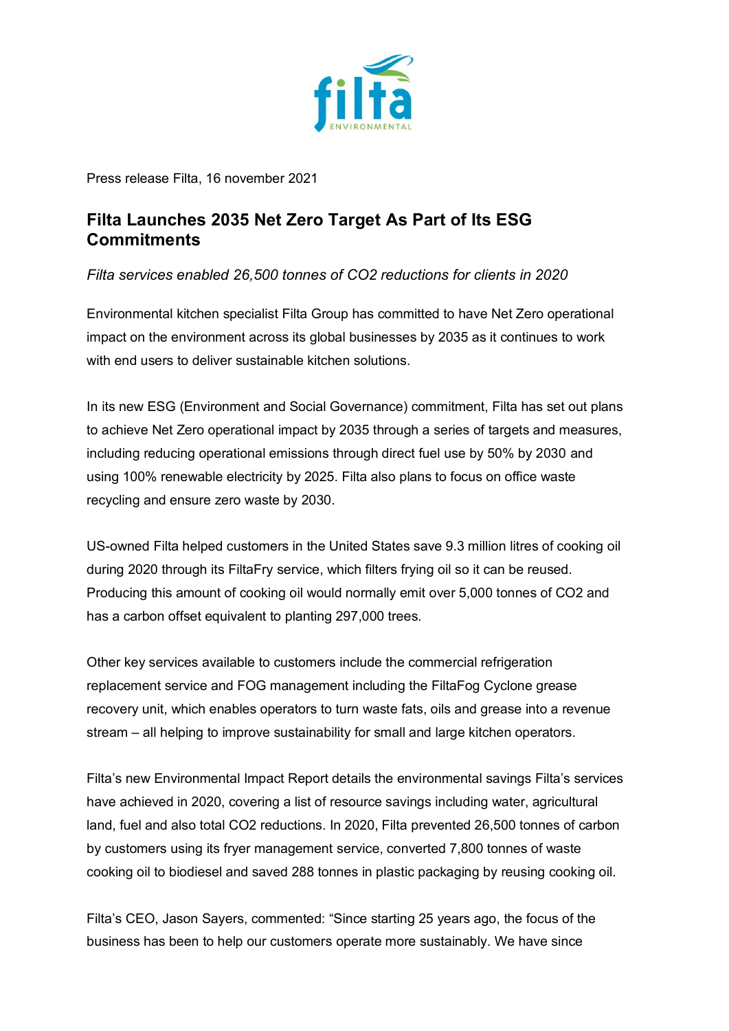Press release Filta, 16 november 2021

## Filta Launches 2035 Net Zero Target As Part of Its ESG Commitments

*Filta services enabled 26,500 tonnes of $CO_2$ reductions for clients in 2020*

Environmental kitchen specialist Filta Group has committed to have Net Zero operational impact on the environment across its global businesses by 2035 as it continues to work with end users to deliver sustainable kitchen solutions.

In its new ESG (Environment and Social Governance) commitment, Filta has set out plans to achieve Net Zero operational impact by 2035 through a series of targets and measures, including reducing operational emissions through direct fuel use by 50% by 2030 and using 100% renewable electricity by 2025. Filta also plans to focus on office waste recycling and ensure zero waste by 2030.

US-owned Filta helped customers in the United States save 9.3 million litres of cooking oil during 2020 through its FiltaFry service, which filters frying oil so it can be reused. Producing this amount of cooking oil would normally emit over 5,000 tonnes of $CO_2$ and has a carbon offset equivalent to planting 297,000 trees.

Other key services available to customers include the commercial refrigeration replacement service and FOG management including the FiltaFog Cyclone grease recovery unit, which enables operators to turn waste fats, oils and grease into a revenue stream – all helping to improve sustainability for small and large kitchen operators.

Filta's new Environmental Impact Report details the environmental savings Filta's services have achieved in 2020, covering a list of resource savings including water, agricultural land, fuel and also total $CO_2$ reductions. In 2020, Filta prevented 26,500 tonnes of carbon by customers using its fryer management service, converted 7,800 tonnes of waste cooking oil to biodiesel and saved 288 tonnes in plastic packaging by reusing cooking oil.

Filta's CEO, Jason Sayers, commented: "Since starting 25 years ago, the focus of the business has been to help our customers operate more sustainably. We have since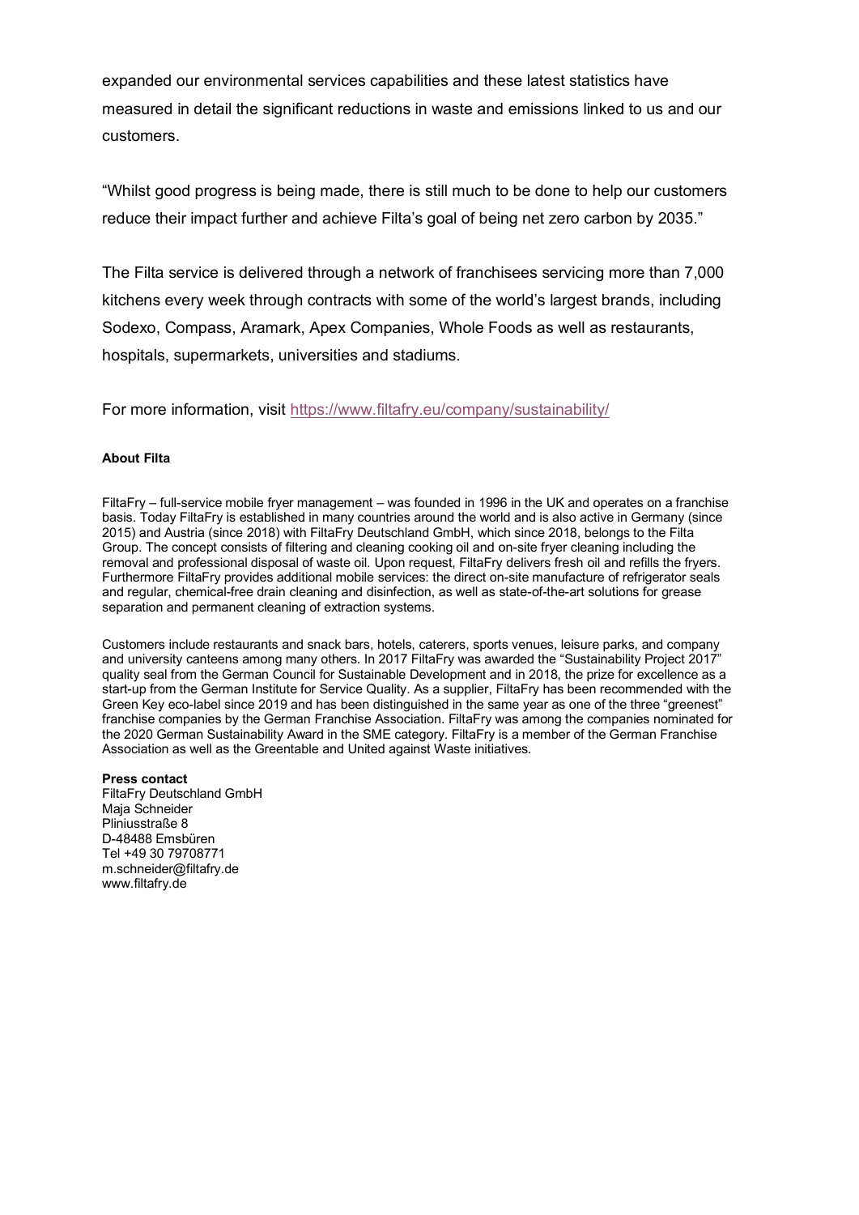expanded our environmental services capabilities and these latest statistics have measured in detail the significant reductions in waste and emissions linked to us and our customers.

"Whilst good progress is being made, there is still much to be done to help our customers reduce their impact further and achieve Filta's goal of being net zero carbon by 2035."

The Filta service is delivered through a network of franchisees servicing more than 7,000 kitchens every week through contracts with some of the world's largest brands, including Sodexo, Compass, Aramark, Apex Companies, Whole Foods as well as restaurants, hospitals, supermarkets, universities and stadiums.

For more information, visit https://www.filtafry.eu/company/sustainability/

**About Filta**

FiltaFry – full-service mobile fryer management – was founded in 1996 in the UK and operates on a franchise basis. Today FiltaFry is established in many countries around the world and is also active in Germany (since 2015) and Austria (since 2018) with FiltaFry Deutschland GmbH, which since 2018, belongs to the Filta Group. The concept consists of filtering and cleaning cooking oil and on-site fryer cleaning including the removal and professional disposal of waste oil. Upon request, FiltaFry delivers fresh oil and refills the fryers. Furthermore FiltaFry provides additional mobile services: the direct on-site manufacture of refrigerator seals and regular, chemical-free drain cleaning and disinfection, as well as state-of-the-art solutions for grease separation and permanent cleaning of extraction systems.

Customers include restaurants and snack bars, hotels, caterers, sports venues, leisure parks, and company and university canteens among many others. In 2017 FiltaFry was awarded the "Sustainability Project 2017" quality seal from the German Council for Sustainable Development and in 2018, the prize for excellence as a start-up from the German Institute for Service Quality. As a supplier, FiltaFry has been recommended with the Green Key eco-label since 2019 and has been distinguished in the same year as one of the three "greenest" franchise companies by the German Franchise Association. FiltaFry was among the companies nominated for the 2020 German Sustainability Award in the SME category. FiltaFry is a member of the German Franchise Association as well as the Greentable and United against Waste initiatives.

**Press contact**
FiltaFry Deutschland GmbH
Maja Schneider
Pliniusstraße 8
D-48488 Emsbüren
Tel +49 30 79708771
m.schneider@filtafry.de
www.filtafry.de